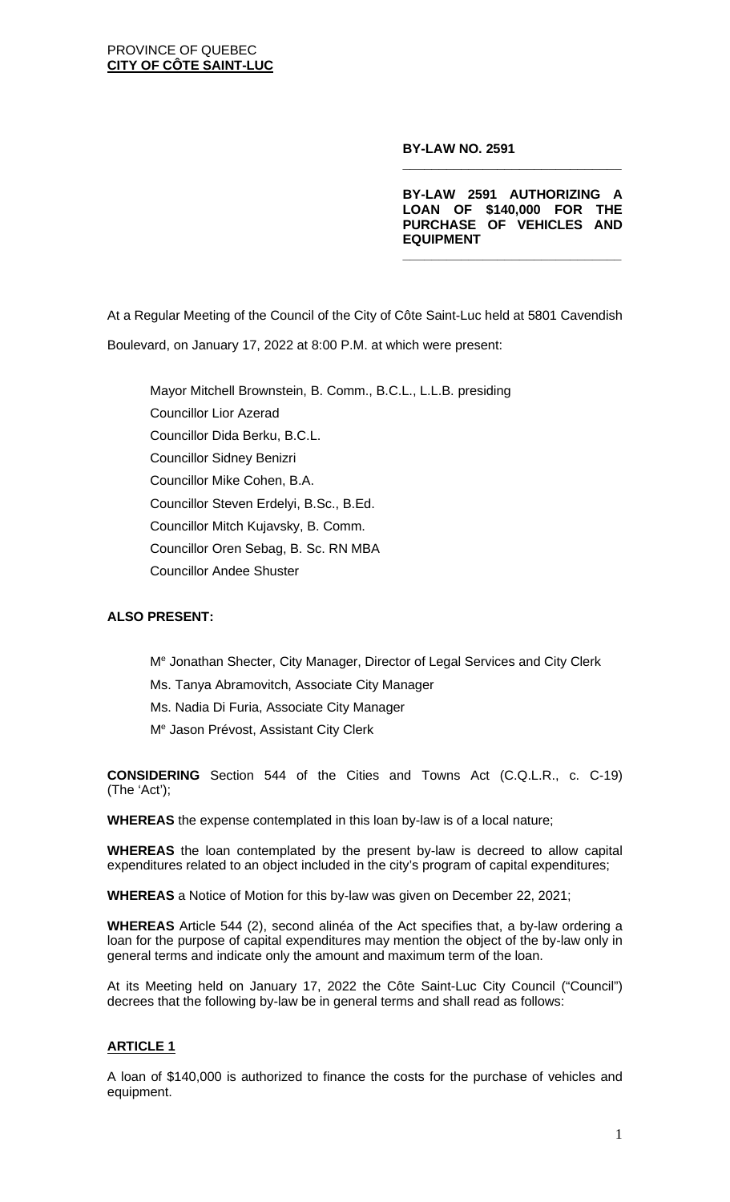PROVINCE OF QUEBEC
**CITY OF CÔTE SAINT-LUC**

**BY-LAW NO. 2591**

**BY-LAW 2591 AUTHORIZING A LOAN OF $140,000 FOR THE PURCHASE OF VEHICLES AND EQUIPMENT**

At a Regular Meeting of the Council of the City of Côte Saint-Luc held at 5801 Cavendish Boulevard, on January 17, 2022 at 8:00 P.M. at which were present:

Mayor Mitchell Brownstein, B. Comm., B.C.L., L.L.B. presiding
Councillor Lior Azerad
Councillor Dida Berku, B.C.L.
Councillor Sidney Benizri
Councillor Mike Cohen, B.A.
Councillor Steven Erdelyi, B.Sc., B.Ed.
Councillor Mitch Kujavsky, B. Comm.
Councillor Oren Sebag, B. Sc. RN MBA
Councillor Andee Shuster

**ALSO PRESENT:**

Me Jonathan Shecter, City Manager, Director of Legal Services and City Clerk
Ms. Tanya Abramovitch, Associate City Manager
Ms. Nadia Di Furia, Associate City Manager
Me Jason Prévost, Assistant City Clerk

**CONSIDERING** Section 544 of the Cities and Towns Act (C.Q.L.R., c. C-19) (The 'Act');

**WHEREAS** the expense contemplated in this loan by-law is of a local nature;

**WHEREAS** the loan contemplated by the present by-law is decreed to allow capital expenditures related to an object included in the city's program of capital expenditures;

**WHEREAS** a Notice of Motion for this by-law was given on December 22, 2021;

**WHEREAS** Article 544 (2), second alinéa of the Act specifies that, a by-law ordering a loan for the purpose of capital expenditures may mention the object of the by-law only in general terms and indicate only the amount and maximum term of the loan.

At its Meeting held on January 17, 2022 the Côte Saint-Luc City Council ("Council") decrees that the following by-law be in general terms and shall read as follows:

## ARTICLE 1

A loan of $140,000 is authorized to finance the costs for the purchase of vehicles and equipment.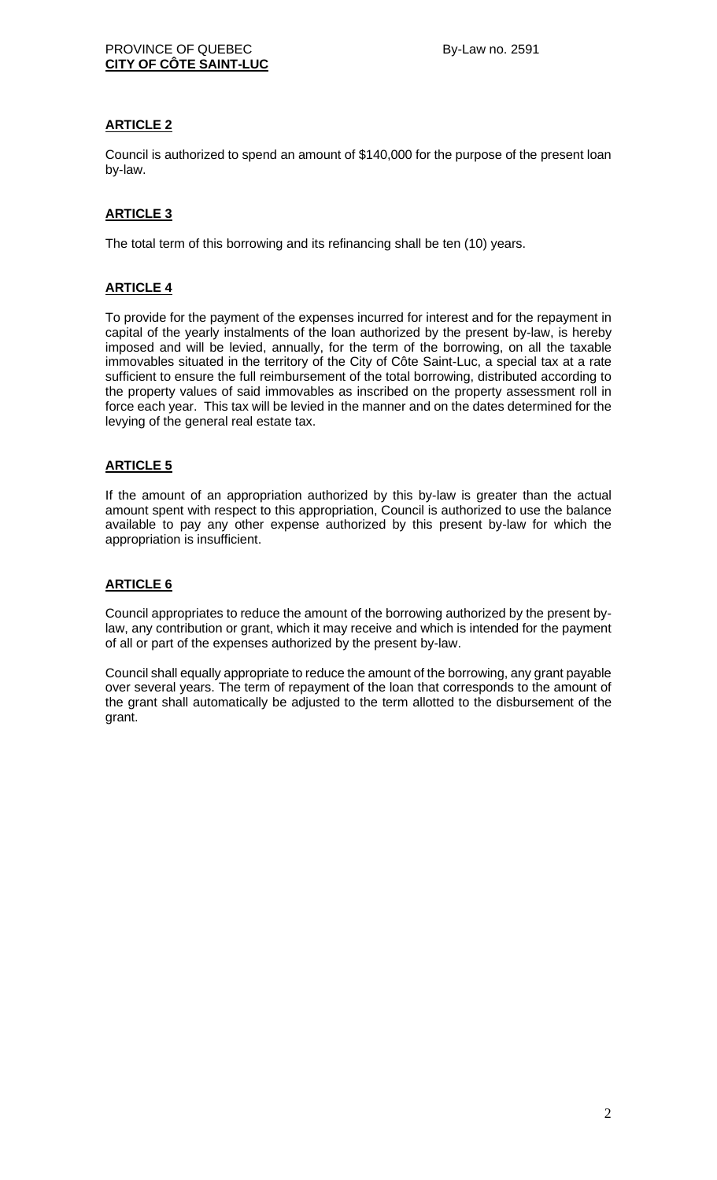## ARTICLE 2

Council is authorized to spend an amount of $140,000 for the purpose of the present loan by-law.

## ARTICLE 3

The total term of this borrowing and its refinancing shall be ten (10) years.

## ARTICLE 4

To provide for the payment of the expenses incurred for interest and for the repayment in capital of the yearly instalments of the loan authorized by the present by-law, is hereby imposed and will be levied, annually, for the term of the borrowing, on all the taxable immovables situated in the territory of the City of Côte Saint-Luc, a special tax at a rate sufficient to ensure the full reimbursement of the total borrowing, distributed according to the property values of said immovables as inscribed on the property assessment roll in force each year. This tax will be levied in the manner and on the dates determined for the levying of the general real estate tax.

## ARTICLE 5

If the amount of an appropriation authorized by this by-law is greater than the actual amount spent with respect to this appropriation, Council is authorized to use the balance available to pay any other expense authorized by this present by-law for which the appropriation is insufficient.

## ARTICLE 6

Council appropriates to reduce the amount of the borrowing authorized by the present by-law, any contribution or grant, which it may receive and which is intended for the payment of all or part of the expenses authorized by the present by-law.

Council shall equally appropriate to reduce the amount of the borrowing, any grant payable over several years. The term of repayment of the loan that corresponds to the amount of the grant shall automatically be adjusted to the term allotted to the disbursement of the grant.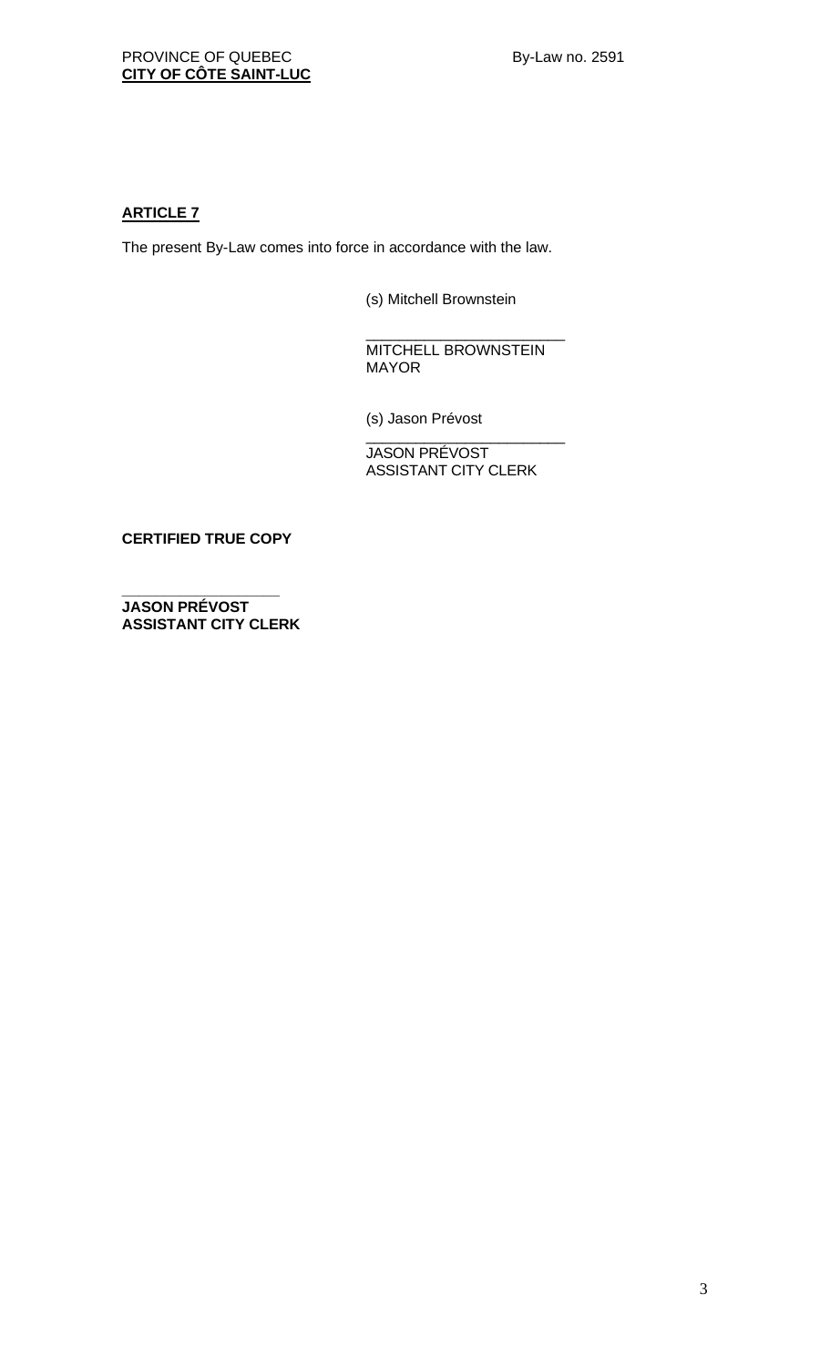**ARTICLE 7**

The present By-Law comes into force in accordance with the law.

(s) Mitchell Brownstein

\_\_\_\_\_\_\_\_\_\_\_\_\_\_\_\_\_\_\_\_\_\_\_\_
MITCHELL BROWNSTEIN
MAYOR

(s) Jason Prévost

\_\_\_\_\_\_\_\_\_\_\_\_\_\_\_\_\_\_\_\_\_\_\_\_
JASON PRÉVOST
ASSISTANT CITY CLERK

**CERTIFIED TRUE COPY**

\_\_\_\_\_\_\_\_\_\_\_\_\_\_\_\_\_\_\_\_
**JASON PRÉVOST**
**ASSISTANT CITY CLERK**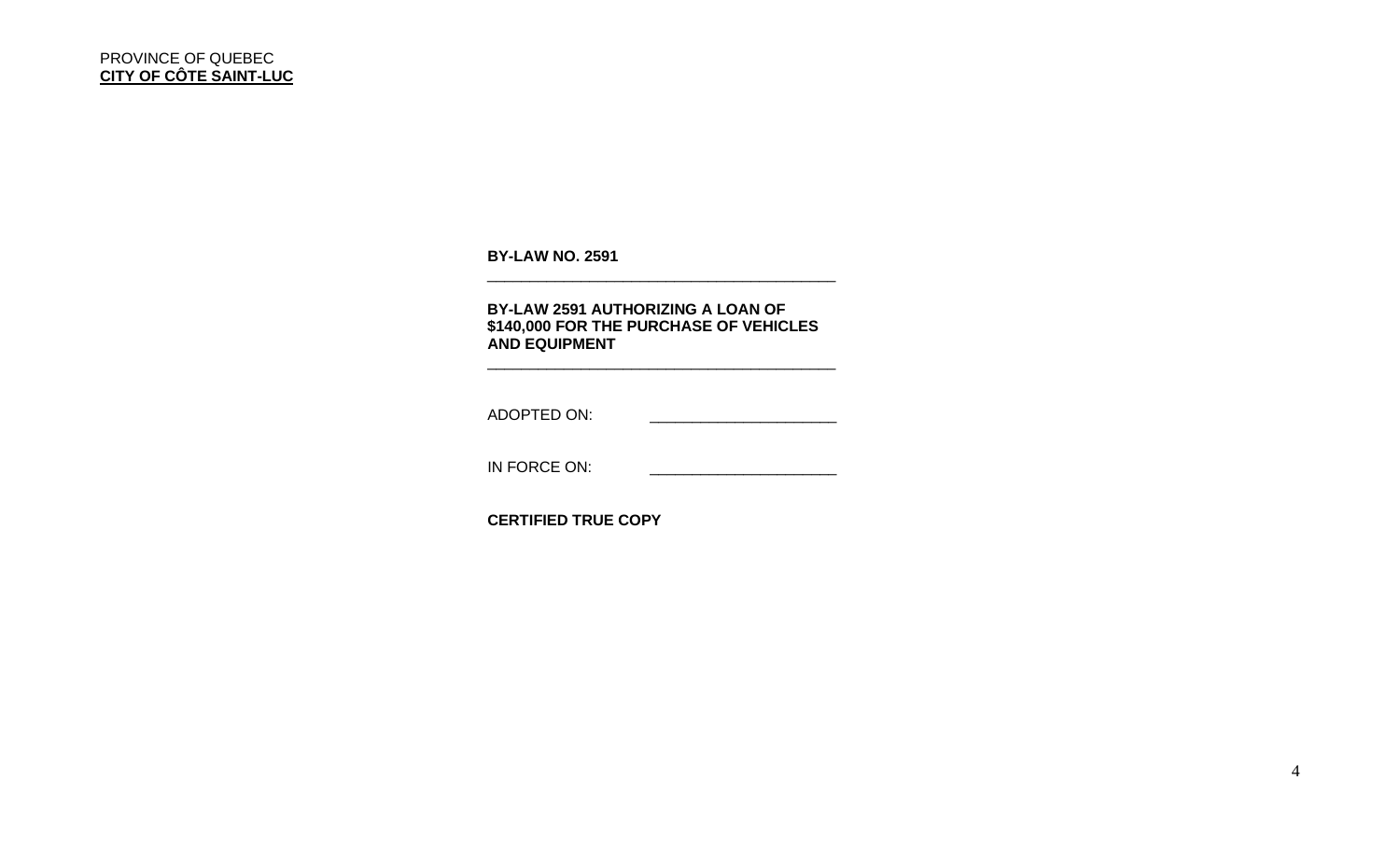PROVINCE OF QUEBEC
**CITY OF CÔTE SAINT-LUC**

**BY-LAW NO. 2591**

---

**BY-LAW 2591 AUTHORIZING A LOAN OF $140,000 FOR THE PURCHASE OF VEHICLES AND EQUIPMENT**

---

ADOPTED ON: ______________________

IN FORCE ON: ______________________

**CERTIFIED TRUE COPY**